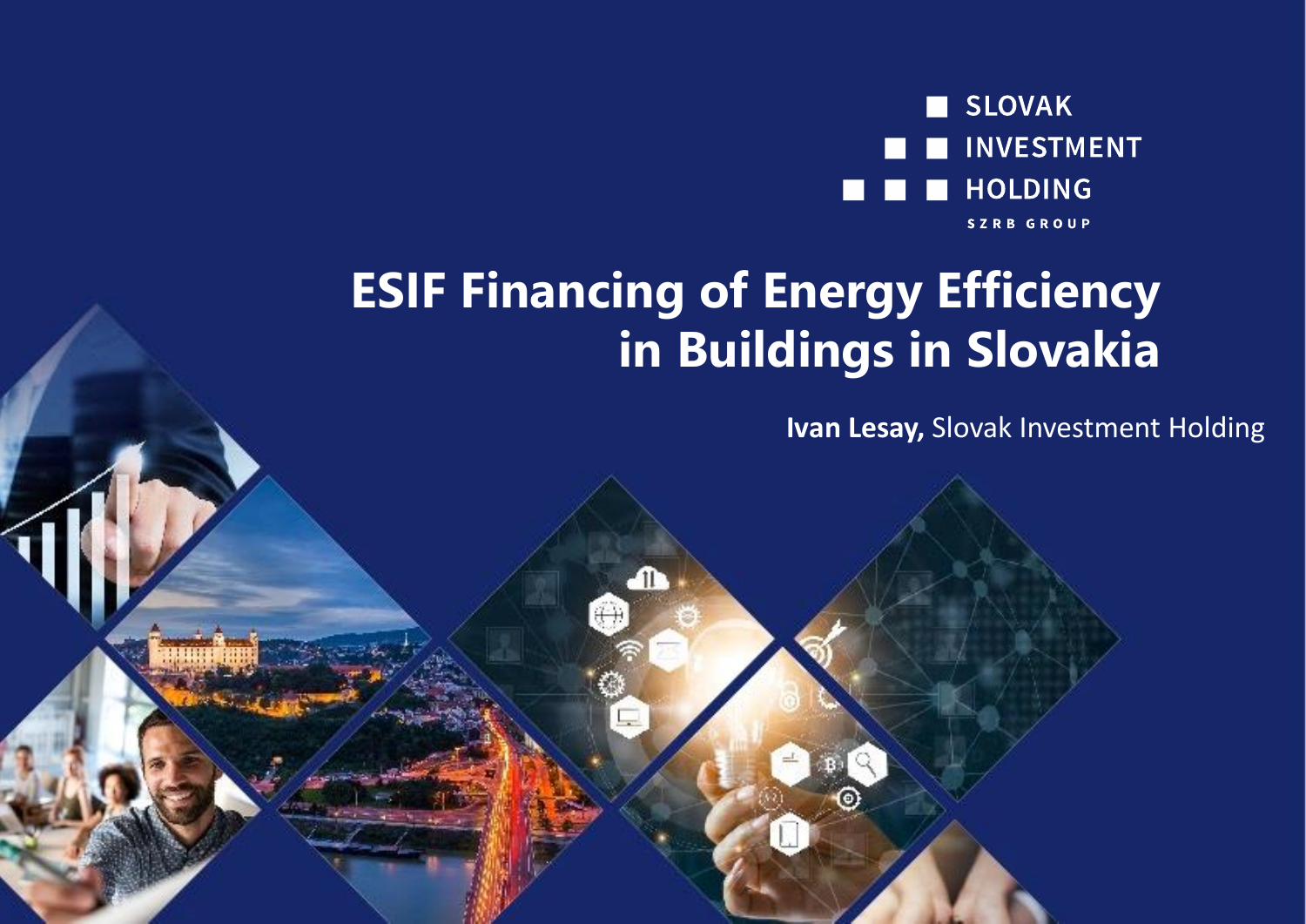SLOVAK INVESTMENT HOLDING

SZRB GROUP

# ESIF Financing of Energy Efficiency in Buildings in Slovakia

**Ivan Lesay,** Slovak Investment Holding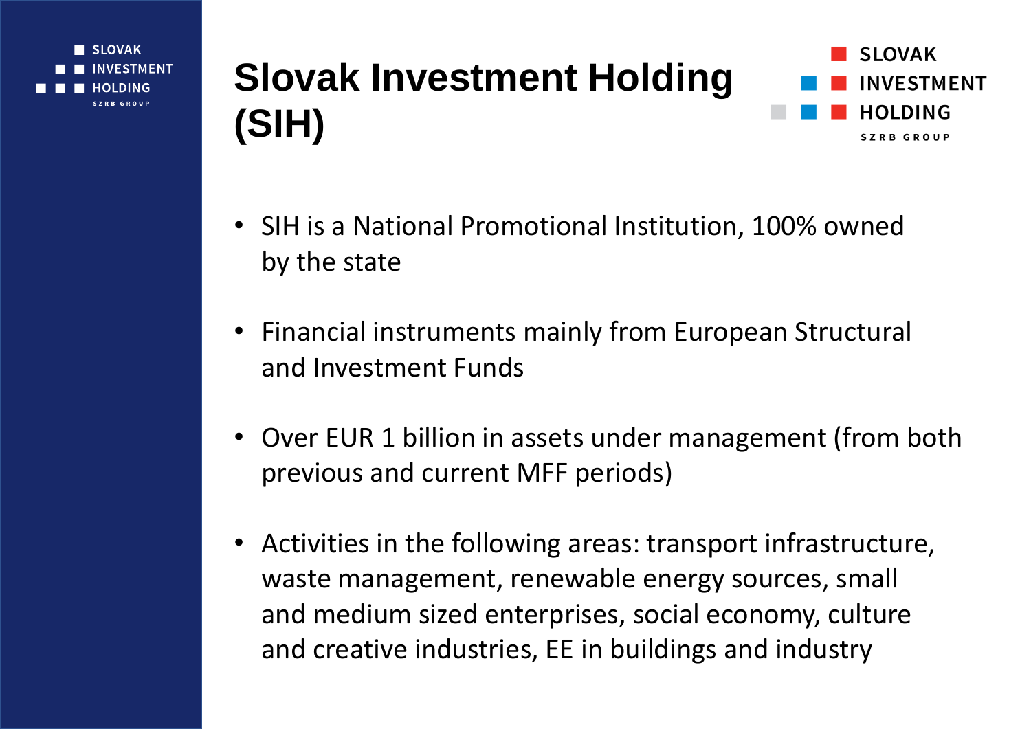# Slovak Investment Holding (SIH)

- SIH is a National Promotional Institution, 100% owned by the state
- Financial instruments mainly from European Structural and Investment Funds
- Over EUR 1 billion in assets under management (from both previous and current MFF periods)
- Activities in the following areas: transport infrastructure, waste management, renewable energy sources, small and medium sized enterprises, social economy, culture and creative industries, EE in buildings and industry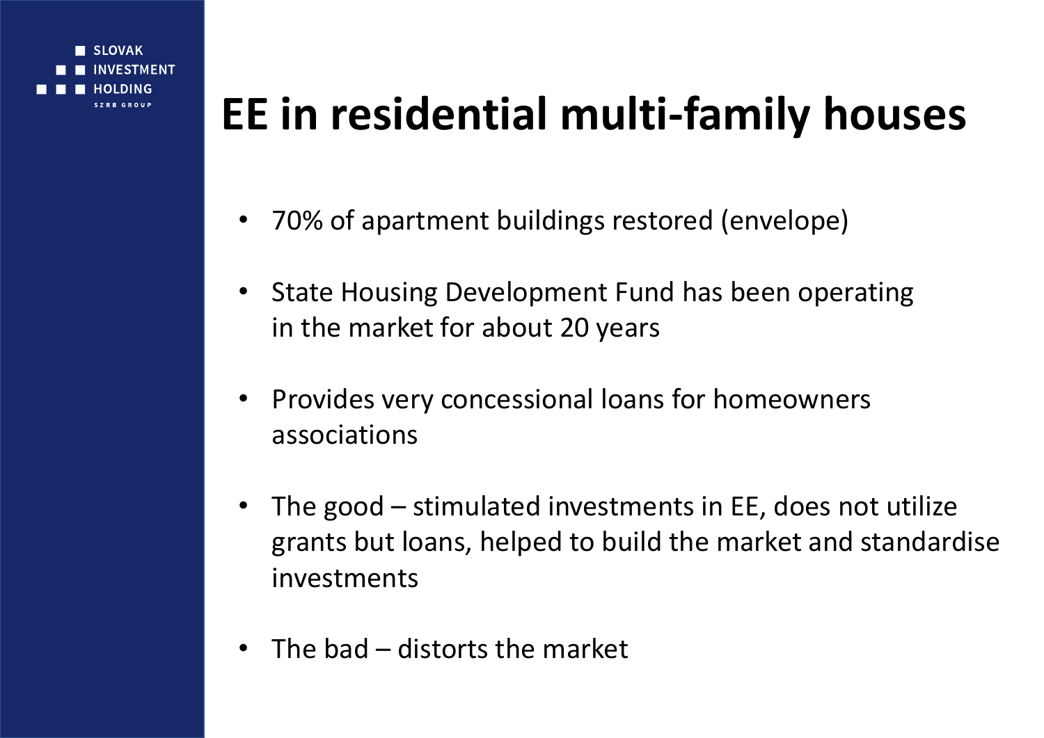# EE in residential multi-family houses

- 70% of apartment buildings restored (envelope)
- State Housing Development Fund has been operating in the market for about 20 years
- Provides very concessional loans for homeowners associations
- The good – stimulated investments in EE, does not utilize grants but loans, helped to build the market and standardise investments
- The bad – distorts the market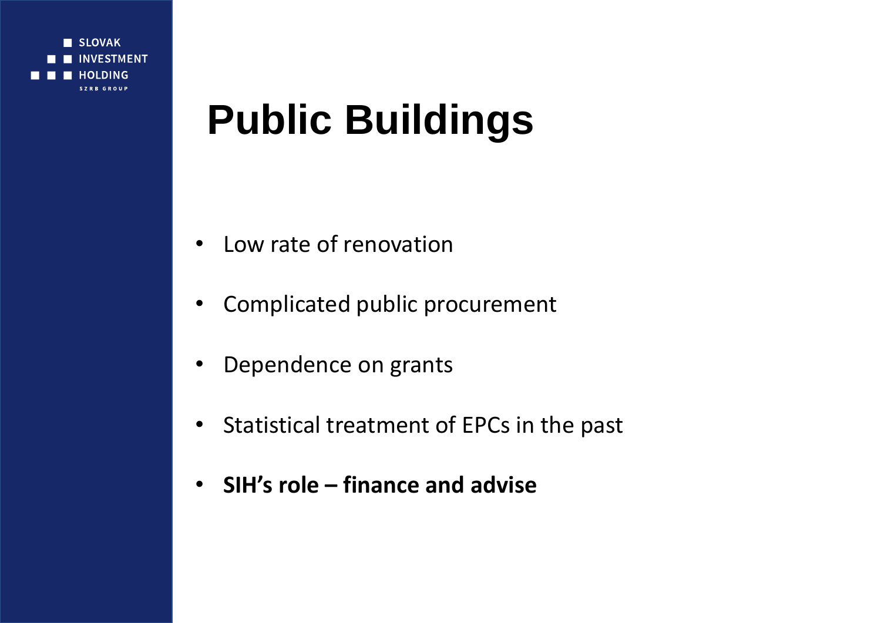# Public Buildings

- Low rate of renovation
- Complicated public procurement
- Dependence on grants
- Statistical treatment of EPCs in the past
- **SIH's role – finance and advise**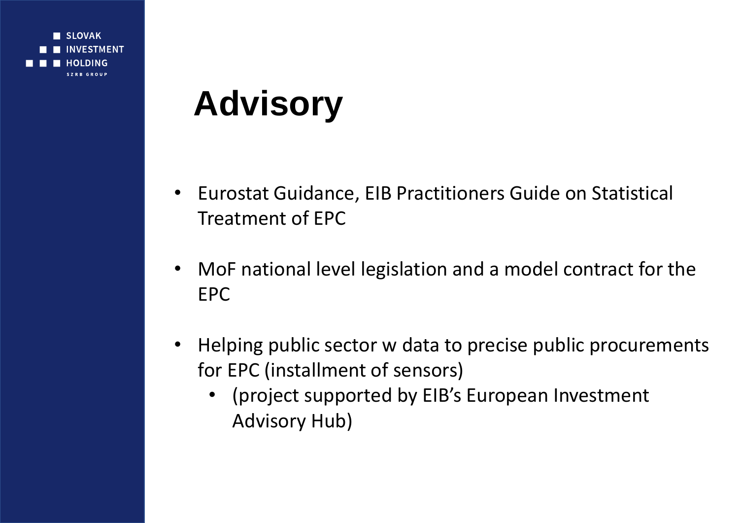# Advisory

- Eurostat Guidance, EIB Practitioners Guide on Statistical Treatment of EPC
- MoF national level legislation and a model contract for the EPC
- Helping public sector w data to precise public procurements for EPC (installment of sensors)
  - (project supported by EIB's European Investment Advisory Hub)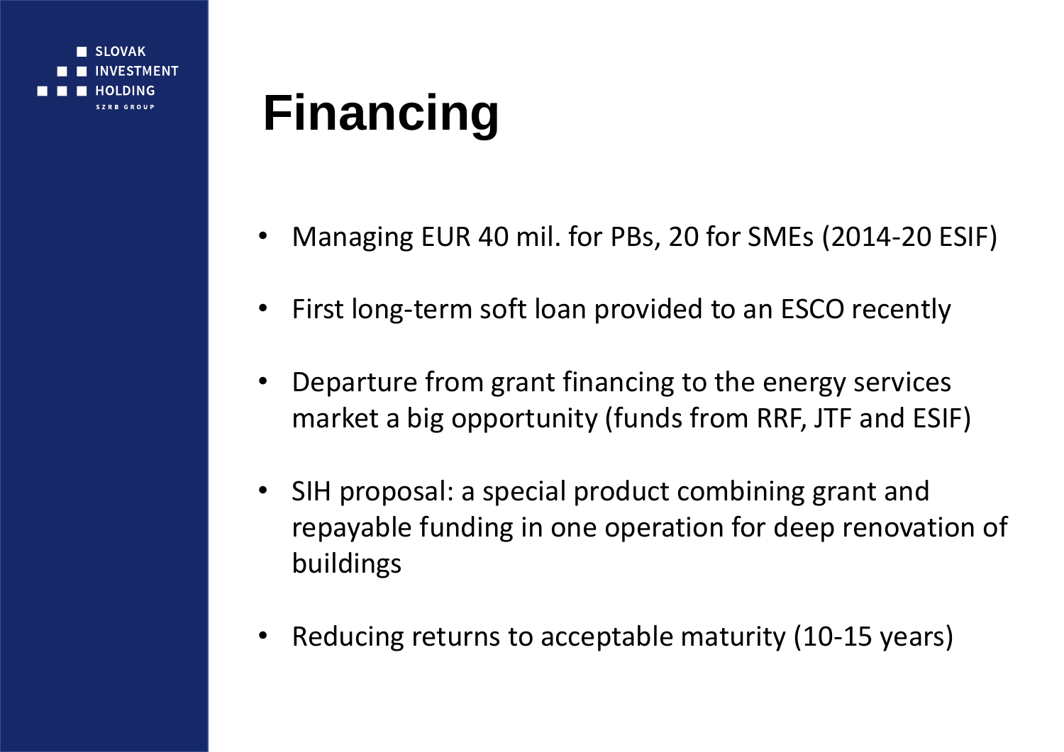SLOVAK INVESTMENT HOLDING

SZRB GROUP

# Financing

- Managing EUR 40 mil. for PBs, 20 for SMEs (2014-20 ESIF)
- First long-term soft loan provided to an ESCO recently
- Departure from grant financing to the energy services market a big opportunity (funds from RRF, JTF and ESIF)
- SIH proposal: a special product combining grant and repayable funding in one operation for deep renovation of buildings
- Reducing returns to acceptable maturity (10-15 years)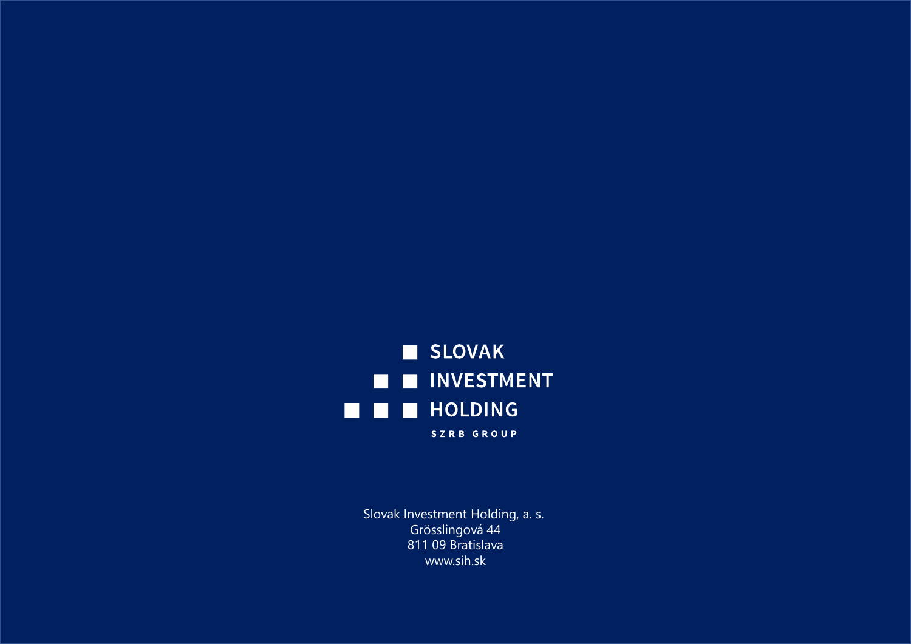SLOVAK
INVESTMENT
HOLDING
SZRB GROUP

Slovak Investment Holding, a. s.
Grösslingová 44
811 09 Bratislava
www.sih.sk